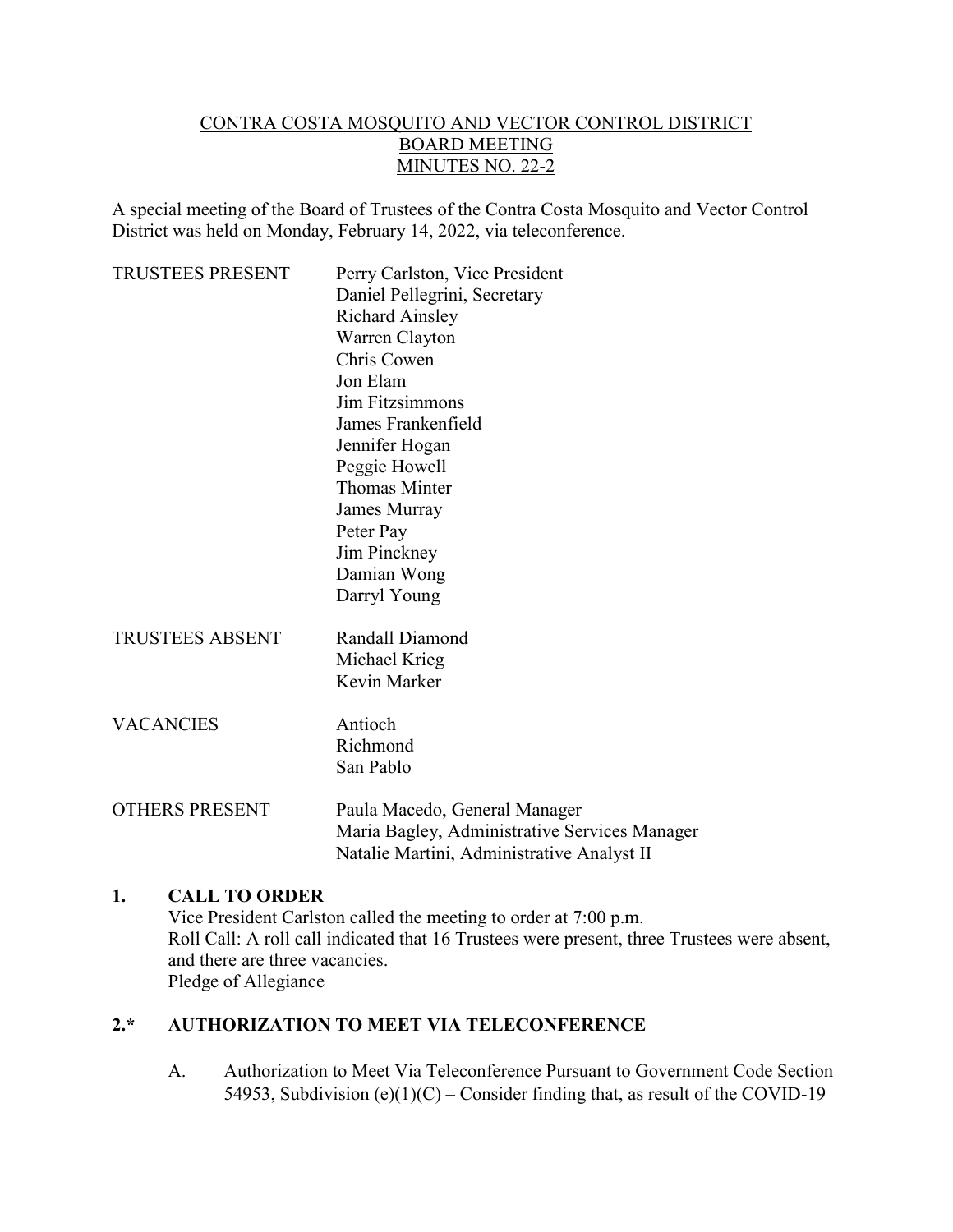CONTRA COSTA MOSQUITO AND VECTOR CONTROL DISTRICT
BOARD MEETING
MINUTES NO. 22-2

A special meeting of the Board of Trustees of the Contra Costa Mosquito and Vector Control District was held on Monday, February 14, 2022, via teleconference.

| | |
|---|---|
| TRUSTEES PRESENT | Perry Carlston, Vice President<br>Daniel Pellegrini, Secretary<br>Richard Ainsley<br>Warren Clayton<br>Chris Cowen<br>Jon Elam<br>Jim Fitzsimmons<br>James Frankenfield<br>Jennifer Hogan<br>Peggie Howell<br>Thomas Minter<br>James Murray<br>Peter Pay<br>Jim Pinckney<br>Damian Wong<br>Darryl Young |
| TRUSTEES ABSENT | Randall Diamond<br>Michael Krieg<br>Kevin Marker |
| VACANCIES | Antioch<br>Richmond<br>San Pablo |
| OTHERS PRESENT | Paula Macedo, General Manager<br>Maria Bagley, Administrative Services Manager<br>Natalie Martini, Administrative Analyst II |

## 1. CALL TO ORDER

Vice President Carlston called the meeting to order at 7:00 p.m.
Roll Call: A roll call indicated that 16 Trustees were present, three Trustees were absent, and there are three vacancies.
Pledge of Allegiance

## 2.* AUTHORIZATION TO MEET VIA TELECONFERENCE

A. Authorization to Meet Via Teleconference Pursuant to Government Code Section 54953, Subdivision (e)(1)(C) – Consider finding that, as result of the COVID-19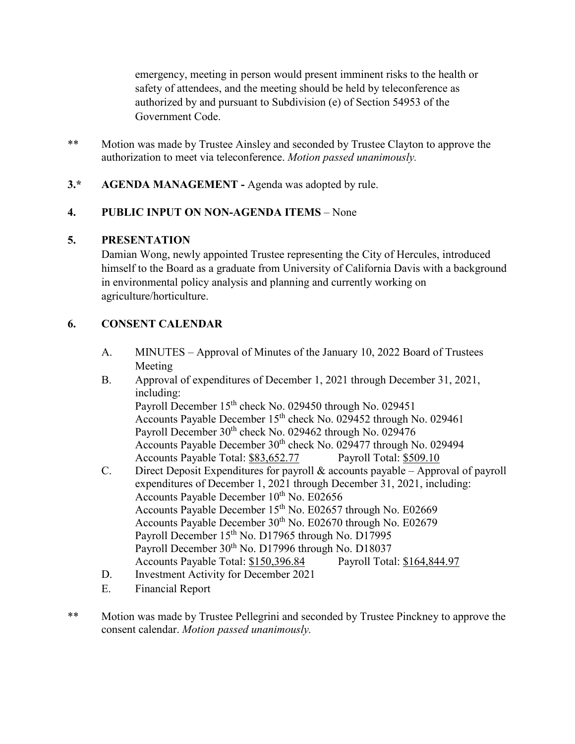emergency, meeting in person would present imminent risks to the health or safety of attendees, and the meeting should be held by teleconference as authorized by and pursuant to Subdivision (e) of Section 54953 of the Government Code.

** Motion was made by Trustee Ainsley and seconded by Trustee Clayton to approve the authorization to meet via teleconference. *Motion passed unanimously.*

**3.* AGENDA MANAGEMENT -** Agenda was adopted by rule.

**4. PUBLIC INPUT ON NON-AGENDA ITEMS** – None

**5. PRESENTATION**

Damian Wong, newly appointed Trustee representing the City of Hercules, introduced himself to the Board as a graduate from University of California Davis with a background in environmental policy analysis and planning and currently working on agriculture/horticulture.

**6. CONSENT CALENDAR**

A. MINUTES – Approval of Minutes of the January 10, 2022 Board of Trustees Meeting

B. Approval of expenditures of December 1, 2021 through December 31, 2021, including:
Payroll December 15th check No. 029450 through No. 029451
Accounts Payable December 15th check No. 029452 through No. 029461
Payroll December 30th check No. 029462 through No. 029476
Accounts Payable December 30th check No. 029477 through No. 029494
Accounts Payable Total: $83,652.77 Payroll Total: $509.10

C. Direct Deposit Expenditures for payroll & accounts payable – Approval of payroll expenditures of December 1, 2021 through December 31, 2021, including:
Accounts Payable December 10th No. E02656
Accounts Payable December 15th No. E02657 through No. E02669
Accounts Payable December 30th No. E02670 through No. E02679
Payroll December 15th No. D17965 through No. D17995
Payroll December 30th No. D17996 through No. D18037
Accounts Payable Total: $150,396.84 Payroll Total: $164,844.97

D. Investment Activity for December 2021

E. Financial Report

** Motion was made by Trustee Pellegrini and seconded by Trustee Pinckney to approve the consent calendar. *Motion passed unanimously.*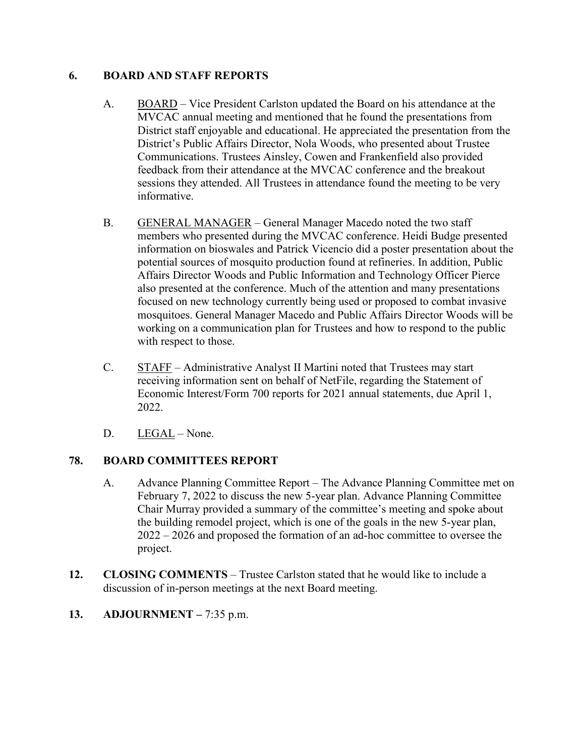**6. BOARD AND STAFF REPORTS**

A. BOARD – Vice President Carlston updated the Board on his attendance at the MVCAC annual meeting and mentioned that he found the presentations from District staff enjoyable and educational. He appreciated the presentation from the District's Public Affairs Director, Nola Woods, who presented about Trustee Communications. Trustees Ainsley, Cowen and Frankenfield also provided feedback from their attendance at the MVCAC conference and the breakout sessions they attended. All Trustees in attendance found the meeting to be very informative.

B. GENERAL MANAGER – General Manager Macedo noted the two staff members who presented during the MVCAC conference. Heidi Budge presented information on bioswales and Patrick Vicencio did a poster presentation about the potential sources of mosquito production found at refineries. In addition, Public Affairs Director Woods and Public Information and Technology Officer Pierce also presented at the conference. Much of the attention and many presentations focused on new technology currently being used or proposed to combat invasive mosquitoes. General Manager Macedo and Public Affairs Director Woods will be working on a communication plan for Trustees and how to respond to the public with respect to those.

C. STAFF – Administrative Analyst II Martini noted that Trustees may start receiving information sent on behalf of NetFile, regarding the Statement of Economic Interest/Form 700 reports for 2021 annual statements, due April 1, 2022.

D. LEGAL – None.

**78. BOARD COMMITTEES REPORT**

A. Advance Planning Committee Report – The Advance Planning Committee met on February 7, 2022 to discuss the new 5-year plan. Advance Planning Committee Chair Murray provided a summary of the committee's meeting and spoke about the building remodel project, which is one of the goals in the new 5-year plan, 2022 – 2026 and proposed the formation of an ad-hoc committee to oversee the project.

**12. CLOSING COMMENTS** – Trustee Carlston stated that he would like to include a discussion of in-person meetings at the next Board meeting.

**13. ADJOURNMENT –** 7:35 p.m.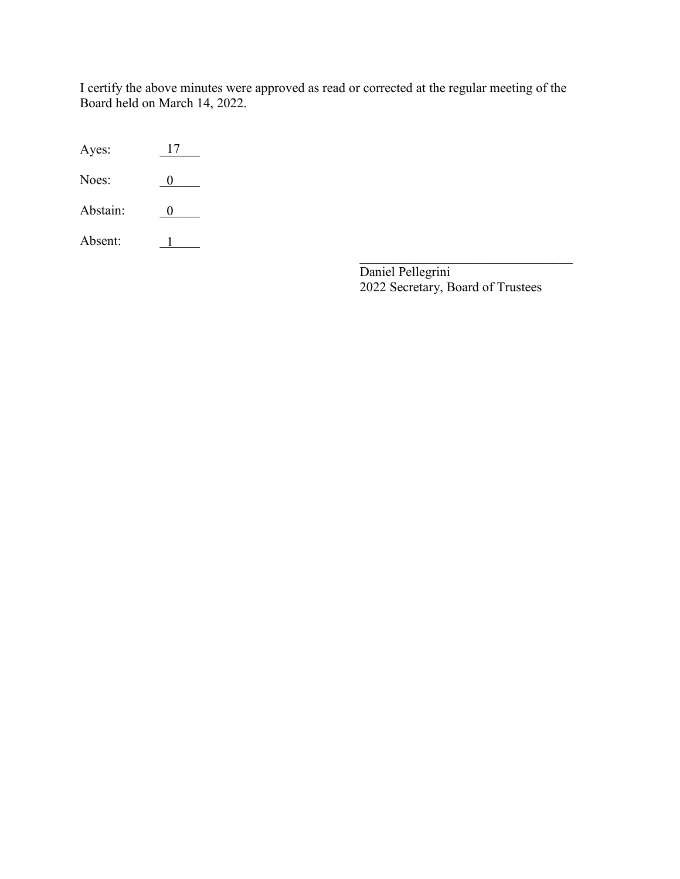I certify the above minutes were approved as read or corrected at the regular meeting of the Board held on March 14, 2022.

Ayes: 17

Noes: 0

Abstain: 0

Absent: 1

\_\_\_\_\_\_\_\_\_\_\_\_\_\_\_\_\_\_\_\_\_\_\_\_\_\_\_\_\_\_\_\_

Daniel Pellegrini
2022 Secretary, Board of Trustees